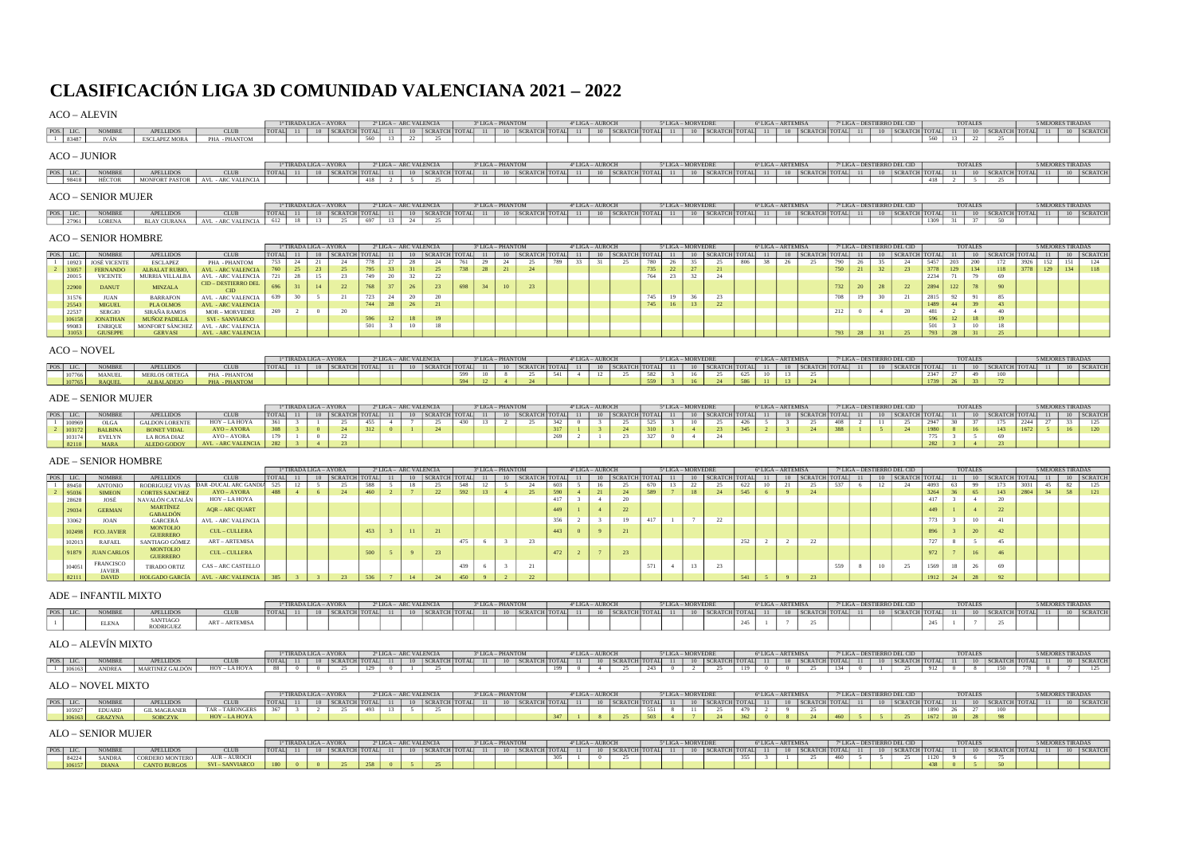# CLASIFICACIÓN LIGA 3D COMUNIDAD VALENCIANA 2021 – 2022

## ACO – ALEVIN

| | | | | | 1ª TIRADA LIGA – AYORA | | | | 2ª LIGA – ARC VALENCIA | | | | 3ª LIGA – PHANTOM | | | | 4ª LIGA – AUROCH | | | | 5ª LIGA – MORVEDRE | | | | 6ª LIGA – ARTEMISA | | | | 7ª LIGA – DESTIERRO DEL CID | | | | TOTALES | | | | 5 MEJORES TIRADAS | | | |
|---|---|---|---|---|---|---|---|---|---|---|---|---|---|---|---|---|---|---|---|---|---|---|---|---|---|---|---|---|---|---|---|---|---|---|---|---|---|---|---|---|
| POS. | LIC. | NOMBRE | APELLIDOS | CLUB | TOTAL | 11 | 10 | SCRATCH | TOTAL | 11 | 10 | SCRATCH | TOTAL | 11 | 10 | SCRATCH | TOTAL | 11 | 10 | SCRATCH | TOTAL | 11 | 10 | SCRATCH | TOTAL | 11 | 10 | SCRATCH | TOTAL | 11 | 10 | SCRATCH | TOTAL | 11 | 10 | SCRATCH | TOTAL | 11 | 10 | SCRATCH |
| 1 | 83487 | IVÁN | ESCLAPEZ MORA | PHA - PHANTOM | | | | | 560 | 13 | 22 | 25 | | | | | | | | | | | | | | | | | | | | | 560 | 13 | 22 | 25 | | | | |

## ACO – JUNIOR

| | | | | | 1ª TIRADA LIGA – AYORA | | | | 2ª LIGA – ARC VALENCIA | | | | 3ª LIGA – PHANTOM | | | | 4ª LIGA – AUROCH | | | | 5ª LIGA – MORVEDRE | | | | 6ª LIGA – ARTEMISA | | | | 7ª LIGA – DESTIERRO DEL CID | | | | TOTALES | | | | 5 MEJORES TIRADAS | | | |
|---|---|---|---|---|---|---|---|---|---|---|---|---|---|---|---|---|---|---|---|---|---|---|---|---|---|---|---|---|---|---|---|---|---|---|---|---|---|---|---|---|
| POS. | LIC. | NOMBRE | APELLIDOS | CLUB | TOTAL | 11 | 10 | SCRATCH | TOTAL | 11 | 10 | SCRATCH | TOTAL | 11 | 10 | SCRATCH | TOTAL | 11 | 10 | SCRATCH | TOTAL | 11 | 10 | SCRATCH | TOTAL | 11 | 10 | SCRATCH | TOTAL | 11 | 10 | SCRATCH | TOTAL | 11 | 10 | SCRATCH | TOTAL | 11 | 10 | SCRATCH |
| | 98418 | HÉCTOR | MONFORT PASTOR | AVL - ARC VALENCIA | | | | | 418 | 2 | 5 | 25 | | | | | | | | | | | | | | | | | | | | | 418 | 2 | 5 | 25 | | | | |

## ACO – SENIOR MUJER

| | | | | | 1ª TIRADA LIGA – AYORA | | | | 2ª LIGA – ARC VALENCIA | | | | 3ª LIGA – PHANTOM | | | | 4ª LIGA – AUROCH | | | | 5ª LIGA – MORVEDRE | | | | 6ª LIGA – ARTEMISA | | | | 7ª LIGA – DESTIERRO DEL CID | | | | TOTALES | | | | 5 MEJORES TIRADAS | | | |
|---|---|---|---|---|---|---|---|---|---|---|---|---|---|---|---|---|---|---|---|---|---|---|---|---|---|---|---|---|---|---|---|---|---|---|---|---|---|---|---|---|
| POS. | LIC. | NOMBRE | APELLIDOS | CLUB | TOTAL | 11 | 10 | SCRATCH | TOTAL | 11 | 10 | SCRATCH | TOTAL | 11 | 10 | SCRATCH | TOTAL | 11 | 10 | SCRATCH | TOTAL | 11 | 10 | SCRATCH | TOTAL | 11 | 10 | SCRATCH | TOTAL | 11 | 10 | SCRATCH | TOTAL | 11 | 10 | SCRATCH | TOTAL | 11 | 10 | SCRATCH |
| | 27961 | LORENA | BLAY CIURANA | AVL - ARC VALENCIA | 612 | 18 | 13 | 25 | 697 | 13 | 24 | 25 | | | | | | | | | | | | | | | | | | | | | 1309 | 31 | 37 | 50 | | | | |

## ACO – SENIOR HOMBRE

| | | | | | 1ª TIRADA LIGA – AYORA | | | | 2ª LIGA – ARC VALENCIA | | | | 3ª LIGA – PHANTOM | | | | 4ª LIGA – AUROCH | | | | 5ª LIGA – MORVEDRE | | | | 6ª LIGA – ARTEMISA | | | | 7ª LIGA – DESTIERRO DEL CID | | | | TOTALES | | | | 5 MEJORES TIRADAS | | | |
|---|---|---|---|---|---|---|---|---|---|---|---|---|---|---|---|---|---|---|---|---|---|---|---|---|---|---|---|---|---|---|---|---|---|---|---|---|---|---|---|---|
| POS. | LIC. | NOMBRE | APELLIDOS | CLUB | TOTAL | 11 | 10 | SCRATCH | TOTAL | 11 | 10 | SCRATCH | TOTAL | 11 | 10 | SCRATCH | TOTAL | 11 | 10 | SCRATCH | TOTAL | 11 | 10 | SCRATCH | TOTAL | 11 | 10 | SCRATCH | TOTAL | 11 | 10 | SCRATCH | TOTAL | 11 | 10 | SCRATCH | TOTAL | 11 | 10 | SCRATCH |
| 1 | 10923 | JOSÉ VICENTE | ESCLAPEZ | PHA - PHANTOM | 753 | 24 | 21 | 24 | 778 | 27 | 28 | 24 | 761 | 29 | 24 | 25 | 789 | 33 | 31 | 25 | 780 | 26 | 35 | 25 | 806 | 38 | 26 | 25 | 790 | 26 | 35 | 24 | 5457 | 203 | 200 | 172 | 3926 | 152 | 151 | 124 |
| 2 | 33057 | FERNANDO | ALBALAT RUBIO, | AVL - ARC VALENCIA | 760 | 25 | 23 | 25 | 795 | 33 | 31 | 25 | 738 | 28 | 21 | 24 | | | | | 735 | 22 | 27 | 21 | | | | | 750 | 21 | 32 | 23 | 3778 | 129 | 134 | 118 | 3778 | 129 | 134 | 118 |
| | 20015 | VICENTE | MURRIA VILLALBA | AVL - ARC VALENCIA | 721 | 28 | 15 | 23 | 749 | 20 | 32 | 22 | | | | | | | | | 764 | 23 | 32 | 24 | | | | | | | | | 2234 | 71 | 79 | 69 | | | | |
| | 22900 | DANUT | MINZALA | CID – DESTIERRO DEL CID | 696 | 31 | 14 | 22 | 768 | 37 | 26 | 23 | 698 | 34 | 10 | 23 | | | | | | | | | | | | | 732 | 20 | 28 | 22 | 2894 | 122 | 78 | 90 | | | | |
| | 31576 | JUAN | BARRAFON | AVL - ARC VALENCIA | 639 | 30 | 5 | 21 | 723 | 24 | 20 | 20 | | | | | | | | | 745 | 19 | 36 | 23 | | | | | 708 | 19 | 30 | 21 | 2815 | 92 | 91 | 85 | | | | |
| | 25543 | MIGUEL | PLA OLMOS | AVL - ARC VALENCIA | | | | | 744 | 28 | 26 | 21 | | | | | | | | | 745 | 16 | 13 | 22 | | | | | | | | | 1489 | 44 | 39 | 43 | | | | |
| | 22537 | SERGIO | SIRAÑA RAMOS | MOR – MORVEDRE | 269 | 2 | 0 | 20 | | | | | | | | | | | | | | | | | | | | | 212 | 0 | 4 | 20 | 481 | 2 | 4 | 40 | | | | |
| | 106158 | JONATHAN | MUÑOZ PADILLA | SVI - SANVIARCO | | | | | 596 | 12 | 18 | 19 | | | | | | | | | | | | | | | | | | | | | 596 | 12 | 18 | 19 | | | | |
| | 99083 | ENRIQUE | MONFORT SÁNCHEZ | AVL - ARC VALENCIA | | | | | 501 | 3 | 10 | 18 | | | | | | | | | | | | | | | | | | | | | 501 | 3 | 10 | 18 | | | | |
| | 31053 | GIUSEPPE | GERVASI | AVL - ARC VALENCIA | | | | | | | | | | | | | | | | | | | | | | | | | 793 | 28 | 31 | 25 | 793 | 28 | 31 | 25 | | | | |

## ACO – NOVEL

| | | | | | 1ª TIRADA LIGA – AYORA | | | | 2ª LIGA – ARC VALENCIA | | | | 3ª LIGA – PHANTOM | | | | 4ª LIGA – AUROCH | | | | 5ª LIGA – MORVEDRE | | | | 6ª LIGA – ARTEMISA | | | | 7ª LIGA – DESTIERRO DEL CID | | | | TOTALES | | | | 5 MEJORES TIRADAS | | | |
|---|---|---|---|---|---|---|---|---|---|---|---|---|---|---|---|---|---|---|---|---|---|---|---|---|---|---|---|---|---|---|---|---|---|---|---|---|---|---|---|---|
| POS. | LIC. | NOMBRE | APELLIDOS | CLUB | TOTAL | 11 | 10 | SCRATCH | TOTAL | 11 | 10 | SCRATCH | TOTAL | 11 | 10 | SCRATCH | TOTAL | 11 | 10 | SCRATCH | TOTAL | 11 | 10 | SCRATCH | TOTAL | 11 | 10 | SCRATCH | TOTAL | 11 | 10 | SCRATCH | TOTAL | 11 | 10 | SCRATCH | TOTAL | 11 | 10 | SCRATCH |
| | 107766 | MANUEL | MERLOS ORTEGA | PHA - PHANTOM | | | | | | | | | 599 | 10 | 8 | 25 | 541 | 4 | 12 | 25 | 582 | 3 | 16 | 25 | 625 | 10 | 13 | 25 | | | | | 2347 | 27 | 49 | 100 | | | | |
| | 107765 | RAQUEL | ALBALADEJO | PHA - PHANTOM | | | | | | | | | 594 | 12 | 4 | 24 | | | | | 559 | 3 | 16 | 24 | 586 | 11 | 13 | 24 | | | | | 1739 | 26 | 33 | 72 | | | | |

## ADE – SENIOR MUJER

| | | | | | 1ª TIRADA LIGA – AYORA | | | | 2ª LIGA – ARC VALENCIA | | | | 3ª LIGA – PHANTOM | | | | 4ª LIGA – AUROCH | | | | 5ª LIGA – MORVEDRE | | | | 6ª LIGA – ARTEMISA | | | | 7ª LIGA – DESTIERRO DEL CID | | | | TOTALES | | | | 5 MEJORES TIRADAS | | | |
|---|---|---|---|---|---|---|---|---|---|---|---|---|---|---|---|---|---|---|---|---|---|---|---|---|---|---|---|---|---|---|---|---|---|---|---|---|---|---|---|---|
| POS. | LIC. | NOMBRE | APELLIDOS | CLUB | TOTAL | 11 | 10 | SCRATCH | TOTAL | 11 | 10 | SCRATCH | TOTAL | 11 | 10 | SCRATCH | TOTAL | 11 | 10 | SCRATCH | TOTAL | 11 | 10 | SCRATCH | TOTAL | 11 | 10 | SCRATCH | TOTAL | 11 | 10 | SCRATCH | TOTAL | 11 | 10 | SCRATCH | TOTAL | 11 | 10 | SCRATCH |
| 1 | 100969 | OLGA | GALDON LORENTE | HOY – LA HOYA | 361 | 3 | 1 | 25 | 455 | 4 | 7 | 25 | 430 | 13 | 2 | 25 | 342 | 0 | 3 | 25 | 525 | 3 | 10 | 25 | 426 | 5 | 3 | 25 | 408 | 2 | 11 | 25 | 2947 | 30 | 37 | 175 | 2244 | 27 | 33 | 125 |
| 2 | 103172 | BALBINA | BONET VIDAL | AYO – AYORA | 308 | 3 | 0 | 24 | 312 | 0 | 1 | 24 | | | | | 317 | 1 | 3 | 24 | 310 | 1 | 4 | 23 | 345 | 2 | 3 | 24 | 388 | 1 | 5 | 24 | 1980 | 8 | 16 | 143 | 1672 | 5 | 16 | 120 |
| | 103174 | EVELYN | LA ROSA DIAZ | AYO – AYORA | 179 | 1 | 0 | 22 | | | | | | | | | 269 | 2 | 1 | 23 | 327 | 0 | 4 | 24 | | | | | | | | | 775 | 3 | 5 | 69 | | | | |
| | 82110 | MARA | ALEDO GODOY | AVL - ARC VALENCIA | 282 | 3 | 4 | 23 | | | | | | | | | | | | | | | | | | | | | | | | | 282 | 3 | 4 | 23 | | | | |

## ADE – SENIOR HOMBRE

| | | | | | 1ª TIRADA LIGA – AYORA | | | | 2ª LIGA – ARC VALENCIA | | | | 3ª LIGA – PHANTOM | | | | 4ª LIGA – AUROCH | | | | 5ª LIGA – MORVEDRE | | | | 6ª LIGA – ARTEMISA | | | | 7ª LIGA – DESTIERRO DEL CID | | | | TOTALES | | | | 5 MEJORES TIRADAS | | | |
|---|---|---|---|---|---|---|---|---|---|---|---|---|---|---|---|---|---|---|---|---|---|---|---|---|---|---|---|---|---|---|---|---|---|---|---|---|---|---|---|---|
| POS. | LIC. | NOMBRE | APELLIDOS | CLUB | TOTAL | 11 | 10 | SCRATCH | TOTAL | 11 | 10 | SCRATCH | TOTAL | 11 | 10 | SCRATCH | TOTAL | 11 | 10 | SCRATCH | TOTAL | 11 | 10 | SCRATCH | TOTAL | 11 | 10 | SCRATCH | TOTAL | 11 | 10 | SCRATCH | TOTAL | 11 | 10 | SCRATCH | TOTAL | 11 | 10 | SCRATCH |
| 1 | 89450 | ANTONIO | RODRIGUEZ VIVAS | DAR-DUCAL ARC GANDIA | 525 | 12 | 5 | 25 | 588 | 5 | 18 | 25 | 548 | 12 | 5 | 24 | 603 | 5 | 16 | 25 | 670 | 13 | 22 | 25 | 622 | 10 | 21 | 25 | 537 | 6 | 12 | 24 | 4093 | 63 | 99 | 173 | 3031 | 45 | 82 | 125 |
| 2 | 95036 | SIMEON | CORTES SANCHEZ | AYO – AYORA | 488 | 4 | 6 | 24 | 460 | 2 | 7 | 22 | 592 | 13 | 4 | 25 | 590 | 4 | 21 | 24 | 589 | 7 | 18 | 24 | 545 | 6 | 9 | 24 | | | | | 3264 | 36 | 65 | 143 | 2804 | 34 | 58 | 121 |
| | 28628 | JOSÉ | NAVALÓN CATALÁN | HOY – LA HOYA | | | | | | | | | | | | | 417 | 3 | 4 | 20 | | | | | | | | | | | | | 417 | 3 | 4 | 20 | | | | |
| | 29034 | GERMAN | MARTÍNEZ GABALDÓN | AQR – ARC QUART | | | | | | | | | | | | | 449 | 1 | 4 | 22 | | | | | | | | | | | | | 449 | 1 | 4 | 22 | | | | |
| | 33062 | JOAN | GARCERÁ | AVL - ARC VALENCIA | | | | | | | | | | | | | 356 | 2 | 3 | 19 | 417 | 1 | 7 | 22 | | | | | | | | | 773 | 3 | 10 | 41 | | | | |
| | 102498 | FCO. JAVIER | MONTOLIO GUERRERO | CUL – CULLERA | | | | | 453 | 3 | 11 | 21 | | | | | 443 | 0 | 9 | 21 | | | | | | | | | | | | | 896 | 3 | 20 | 42 | | | | |
| | 102013 | RAFAEL | SANTIAGO GÓMEZ | ART – ARTEMISA | | | | | | | | | 475 | 6 | 3 | 23 | | | | | | | | | 252 | 2 | 2 | 22 | | | | | 727 | 8 | 5 | 45 | | | | |
| | 91879 | JUAN CARLOS | MONTOLIO GUERRERO | CUL – CULLERA | | | | | 500 | 5 | 9 | 23 | | | | | 472 | 2 | 7 | 23 | | | | | | | | | | | | | 972 | 7 | 16 | 46 | | | | |
| | 104051 | FRANCISCO JAVIER | TIRADO ORTIZ | CAS – ARC CASTELLO | | | | | | | | | 439 | 6 | 3 | 21 | | | | | 571 | 4 | 13 | 23 | | | | | 559 | 8 | 10 | 25 | 1569 | 18 | 26 | 69 | | | | |
| | 82111 | DAVID | HOLGADO GARCÍA | AVL - ARC VALENCIA | 385 | 3 | 3 | 23 | 536 | 7 | 14 | 24 | 450 | 9 | 2 | 22 | | | | | | | | | 541 | 5 | 9 | 23 | | | | | 1912 | 24 | 28 | 92 | | | | |

## ADE – INFANTIL MIXTO

| | | | | | 1ª TIRADA LIGA – AYORA | | | | 2ª LIGA – ARC VALENCIA | | | | 3ª LIGA – PHANTOM | | | | 4ª LIGA – AUROCH | | | | 5ª LIGA – MORVEDRE | | | | 6ª LIGA – ARTEMISA | | | | 7ª LIGA – DESTIERRO DEL CID | | | | TOTALES | | | | 5 MEJORES TIRADAS | | | |
|---|---|---|---|---|---|---|---|---|---|---|---|---|---|---|---|---|---|---|---|---|---|---|---|---|---|---|---|---|---|---|---|---|---|---|---|---|---|---|---|---|
| POS. | LIC. | NOMBRE | APELLIDOS | CLUB | TOTAL | 11 | 10 | SCRATCH | TOTAL | 11 | 10 | SCRATCH | TOTAL | 11 | 10 | SCRATCH | TOTAL | 11 | 10 | SCRATCH | TOTAL | 11 | 10 | SCRATCH | TOTAL | 11 | 10 | SCRATCH | TOTAL | 11 | 10 | SCRATCH | TOTAL | 11 | 10 | SCRATCH | TOTAL | 11 | 10 | SCRATCH |
| 1 | | ELENA | SANTIAGO RODRIGUEZ | ART – ARTEMISA | | | | | | | | | | | | | | | | | | | | | 245 | 1 | 7 | 25 | | | | | 245 | 1 | 7 | 25 | | | | |

## ALO – ALEVÍN MIXTO

| | | | | | 1ª TIRADA LIGA – AYORA | | | | 2ª LIGA – ARC VALENCIA | | | | 3ª LIGA – PHANTOM | | | | 4ª LIGA – AUROCH | | | | 5ª LIGA – MORVEDRE | | | | 6ª LIGA – ARTEMISA | | | | 7ª LIGA – DESTIERRO DEL CID | | | | TOTALES | | | | 5 MEJORES TIRADAS | | | |
|---|---|---|---|---|---|---|---|---|---|---|---|---|---|---|---|---|---|---|---|---|---|---|---|---|---|---|---|---|---|---|---|---|---|---|---|---|---|---|---|---|
| POS. | LIC. | NOMBRE | APELLIDOS | CLUB | TOTAL | 11 | 10 | SCRATCH | TOTAL | 11 | 10 | SCRATCH | TOTAL | 11 | 10 | SCRATCH | TOTAL | 11 | 10 | SCRATCH | TOTAL | 11 | 10 | SCRATCH | TOTAL | 11 | 10 | SCRATCH | TOTAL | 11 | 10 | SCRATCH | TOTAL | 11 | 10 | SCRATCH | TOTAL | 11 | 10 | SCRATCH |
| 1 | 106163 | ANDREA | MARTINEZ GALDÓN | HOY – LA HOYA | 88 | 0 | 0 | 25 | 129 | 0 | 1 | 25 | | | | | 199 | 0 | 4 | 25 | 243 | 0 | 2 | 25 | 119 | 0 | 0 | 25 | 134 | 0 | 1 | 25 | 912 | 0 | 8 | 150 | 778 | 0 | 7 | 125 |

## ALO – NOVEL MIXTO

| | | | | | 1ª TIRADA LIGA – AYORA | | | | 2ª LIGA – ARC VALENCIA | | | | 3ª LIGA – PHANTOM | | | | 4ª LIGA – AUROCH | | | | 5ª LIGA – MORVEDRE | | | | 6ª LIGA – ARTEMISA | | | | 7ª LIGA – DESTIERRO DEL CID | | | | TOTALES | | | | 5 MEJORES TIRADAS | | | |
|---|---|---|---|---|---|---|---|---|---|---|---|---|---|---|---|---|---|---|---|---|---|---|---|---|---|---|---|---|---|---|---|---|---|---|---|---|---|---|---|---|
| POS. | LIC. | NOMBRE | APELLIDOS | CLUB | TOTAL | 11 | 10 | SCRATCH | TOTAL | 11 | 10 | SCRATCH | TOTAL | 11 | 10 | SCRATCH | TOTAL | 11 | 10 | SCRATCH | TOTAL | 11 | 10 | SCRATCH | TOTAL | 11 | 10 | SCRATCH | TOTAL | 11 | 10 | SCRATCH | TOTAL | 11 | 10 | SCRATCH | TOTAL | 11 | 10 | SCRATCH |
| 1 | 105927 | EDUARD | GIL MAGRANER | TAR – TARONGERS | 367 | 3 | 2 | 25 | 493 | 13 | 5 | 25 | | | | | | | | | 551 | 8 | 11 | 25 | 479 | 2 | 9 | 25 | | | | | 1890 | 26 | 27 | 100 | | | | |
| | 106163 | GRAZYNA | SOBCZYK | HOY – LA HOYA | | | | | | | | | | | | | 347 | 1 | 8 | 25 | 503 | 4 | 7 | 24 | 362 | 0 | 8 | 24 | 460 | 5 | 5 | 25 | 1672 | 10 | 28 | 98 | | | | |

## ALO – SENIOR MUJER

| | | | | | 1ª TIRADA LIGA – AYORA | | | | 2ª LIGA – ARC VALENCIA | | | | 3ª LIGA – PHANTOM | | | | 4ª LIGA – AUROCH | | | | 5ª LIGA – MORVEDRE | | | | 6ª LIGA – ARTEMISA | | | | 7ª LIGA – DESTIERRO DEL CID | | | | TOTALES | | | | 5 MEJORES TIRADAS | | | |
|---|---|---|---|---|---|---|---|---|---|---|---|---|---|---|---|---|---|---|---|---|---|---|---|---|---|---|---|---|---|---|---|---|---|---|---|---|---|---|---|---|
| POS. | LIC. | NOMBRE | APELLIDOS | CLUB | TOTAL | 11 | 10 | SCRATCH | TOTAL | 11 | 10 | SCRATCH | TOTAL | 11 | 10 | SCRATCH | TOTAL | 11 | 10 | SCRATCH | TOTAL | 11 | 10 | SCRATCH | TOTAL | 11 | 10 | SCRATCH | TOTAL | 11 | 10 | SCRATCH | TOTAL | 11 | 10 | SCRATCH | TOTAL | 11 | 10 | SCRATCH |
| | 84224 | SANDRA | CORDERO MONTERO | AUR – AUROCH | | | | | | | | | | | | | 305 | 1 | 0 | 25 | | | | | 355 | 3 | 1 | 25 | 460 | 5 | 5 | 25 | 1120 | 9 | 6 | 75 | | | | |
| | 106157 | DIANA | CANTO BURGOS | SVI – SANVIARCO | 180 | 0 | 0 | 25 | 258 | 0 | 5 | 25 | | | | | | | | | | | | | | | | | | | | | 438 | 0 | 5 | 50 | | | | |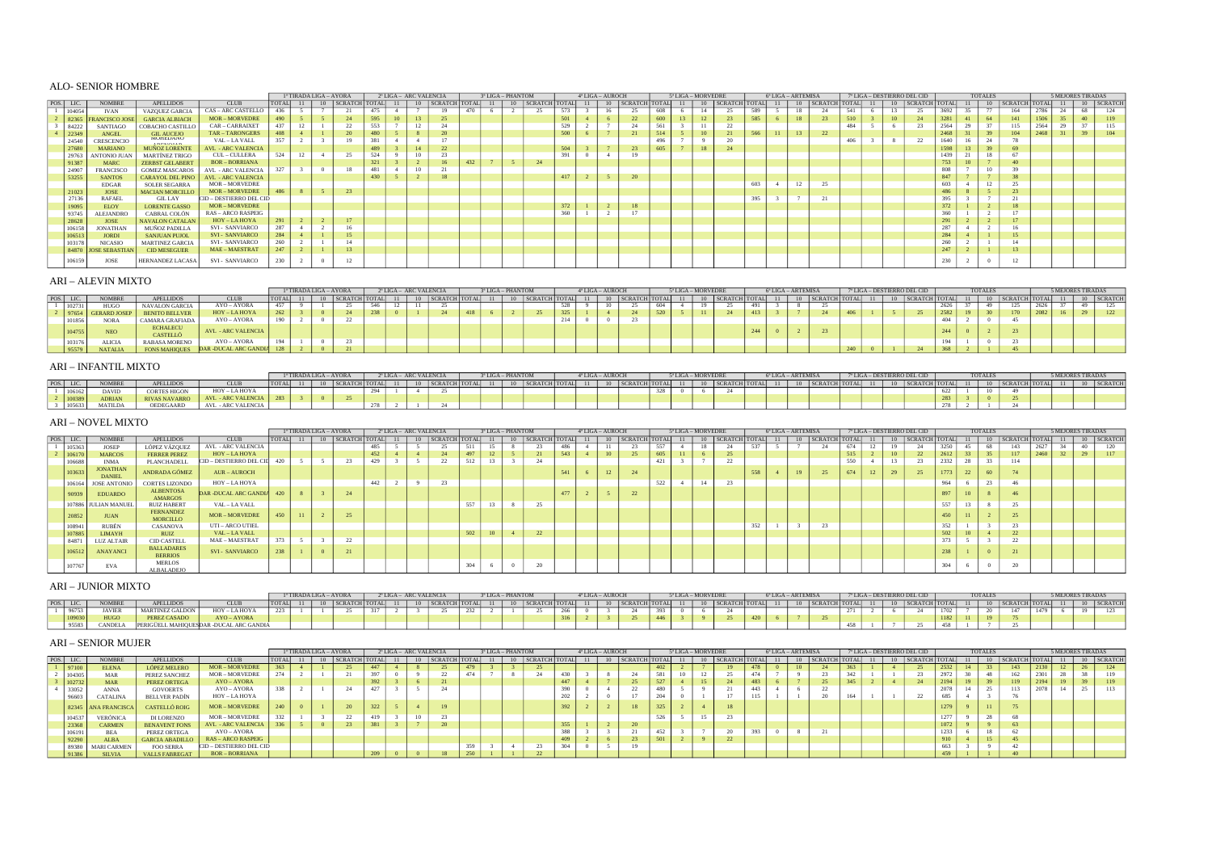## ALO- SENIOR HOMBRE

| | | | | | 1ª TIRADA LIGA – AYORA | | | | 2ª LIGA – ARC VALENCIA | | | | 3ª LIGA – PHANTOM | | | | 4ª LIGA – AUROCH | | | | 5ª LIGA – MORVEDRE | | | | 6ª LIGA – ARTEMISA | | | | 7ª LIGA – DESTIERRO DEL CID | | | | TOTALES | | | | 5 MEJORES TIRADAS | | | |
|---|---|---|---|---|---|---|---|---|---|---|---|---|---|---|---|---|---|---|---|---|---|---|---|---|---|---|---|---|---|---|---|---|---|---|---|---|---|---|---|---|
| POS. | LIC. | NOMBRE | APELLIDOS | CLUB | TOTAL | 11 | 10 | SCRATCH | TOTAL | 11 | 10 | SCRATCH | TOTAL | 11 | 10 | SCRATCH | TOTAL | 11 | 10 | SCRATCH | TOTAL | 11 | 10 | SCRATCH | TOTAL | 11 | 10 | SCRATCH | TOTAL | 11 | 10 | SCRATCH | TOTAL | 11 | 10 | SCRATCH | TOTAL | 11 | 10 | SCRATCH |
| 1 | 104054 | IVAN | VAZQUEZ GARCIA | CAS – ARC CASTELLO | 436 | 5 | 7 | 21 | 475 | 4 | 7 | 19 | 470 | 6 | 2 | 25 | 573 | 3 | 16 | 25 | 608 | 6 | 14 | 25 | 589 | 5 | 18 | 24 | 541 | 6 | 13 | 25 | 3692 | 35 | 77 | 164 | 2786 | 24 | 68 | 124 |
| 2 | 82365 | FRANCISCO JOSE | GARCIA ALBIACH | MOR – MORVEDRE | 490 | 5 | 5 | 24 | 595 | 10 | 13 | 25 | | | | | 501 | 4 | 6 | 22 | 600 | 13 | 12 | 23 | 585 | 6 | 18 | 23 | 510 | 3 | 10 | 24 | 3281 | 41 | 64 | 141 | 1506 | 35 | 40 | 119 |
| 3 | 84222 | SANTIAGO | COBACHO CASTILLO | CAR – CARRAIXET | 437 | 12 | 1 | 22 | 553 | 7 | 12 | 24 | | | | | 529 | 2 | 7 | 24 | 561 | 3 | 11 | 22 | | | | | 484 | 5 | 6 | 23 | 2564 | 29 | 37 | 115 | 2564 | 29 | 37 | 115 |
| 4 | 22349 | ANGEL | GIL AUCEJO | TAR – TARONGERS | 408 | 4 | 1 | 20 | 480 | 5 | 8 | 20 | | | | | 500 | 6 | 7 | 21 | 514 | 5 | 10 | 21 | 566 | 11 | 13 | 22 | | | | | 2468 | 31 | 39 | 104 | 2468 | 31 | 39 | 104 |
| | 24540 | CRESCENCIO | MORELLANO ARENAS | VAL – LA VALL | 357 | 2 | 3 | 19 | 381 | 4 | 4 | 17 | | | | | | | | | 496 | 7 | 9 | 20 | | | | | 406 | 3 | 8 | 22 | 1640 | 16 | 24 | 78 | | | | |
| | 27680 | MARIANO | MUÑOZ LORENTE | AVL – ARC VALENCIA | | | | | 489 | 3 | 14 | 22 | | | | | 504 | 3 | 7 | 23 | 605 | 7 | 18 | 24 | | | | | | | | | 1598 | 13 | 39 | 69 | | | | |
| | 29763 | ANTONIO JUAN | MARTÍNEZ TRIGO | CUL – CULLERA | 524 | 12 | 4 | 25 | 524 | 9 | 10 | 23 | | | | | 391 | 0 | 4 | 19 | | | | | | | | | | | | | 1439 | 21 | 18 | 67 | | | | |
| | 91387 | MARC | ZERBST GELABERT | BOR – BORRIANA | | | | | 321 | 3 | 2 | 16 | 432 | 7 | 5 | 24 | | | | | | | | | | | | | | | | | 753 | 10 | 7 | 40 | | | | |
| | 24907 | FRANCISCO | GOMEZ MASCAROS | AVL – ARC VALENCIA | 327 | 3 | 0 | 18 | 481 | 4 | 10 | 21 | | | | | | | | | | | | | | | | | | | | | 808 | 7 | 10 | 39 | | | | |
| | 53255 | SANTOS | CARAYOL DEL PINO | AVL – ARC VALENCIA | | | | | 430 | 5 | 2 | 18 | | | | | 417 | 2 | 5 | 20 | | | | | | | | | | | | | 847 | 7 | 7 | 38 | | | | |
| | | EDGAR | SOLER SEGARRA | MOR – MORVEDRE | | | | | | | | | | | | | | | | | | | | | 603 | 4 | 12 | 25 | | | | | 603 | 4 | 12 | 25 | | | | |
| | 21023 | JOSE | MACIAN MORCILLO | MOR – MORVEDRE | 486 | 8 | 5 | 23 | | | | | | | | | | | | | | | | | | | | | | | | | 486 | 8 | 5 | 23 | | | | |
| | 27136 | RAFAEL | GIL LAY | CID – DESTIERRO DEL CID | | | | | | | | | | | | | | | | | | | | | 395 | 3 | 7 | 21 | | | | | 395 | 3 | 7 | 21 | | | | |
| | 19095 | ELOY | LORENTE GASSO | MOR – MORVEDRE | | | | | | | | | | | | | 372 | 1 | 2 | 18 | | | | | | | | | | | | | 372 | 1 | 2 | 18 | | | | |
| | 93745 | ALEJANDRO | CABRAL COLÓN | RAS – ARCO RASPEIG | | | | | | | | | | | | | 360 | 1 | 2 | 17 | | | | | | | | | | | | | 360 | 1 | 2 | 17 | | | | |
| | 28628 | JOSE | NAVALON CATALAN | HOY – LA HOYA | 291 | 2 | 2 | 17 | | | | | | | | | | | | | | | | | | | | | | | | | 291 | 2 | 2 | 17 | | | | |
| | 106158 | JONATHAN | MUÑOZ PADILLA | SVI – SANVIARCO | 287 | 4 | 2 | 16 | | | | | | | | | | | | | | | | | | | | | | | | | 287 | 4 | 2 | 16 | | | | |
| | 106513 | JORDI | SANJUAN PUJOL | SVI – SANVIARCO | 284 | 4 | 1 | 15 | | | | | | | | | | | | | | | | | | | | | | | | | 284 | 4 | 1 | 15 | | | | |
| | 103178 | NICASIO | MARTINEZ GARCIA | SVI – SANVIARCO | 260 | 2 | 1 | 14 | | | | | | | | | | | | | | | | | | | | | | | | | 260 | 2 | 1 | 14 | | | | |
| | 84870 | JOSE SEBASTIAN | CID MESEGUER | MAE – MAESTRAT | 247 | 2 | 1 | 13 | | | | | | | | | | | | | | | | | | | | | | | | | 247 | 2 | 1 | 13 | | | | |
| | 106159 | JOSE | HERNANDEZ LACASA | SVI – SANVIARCO | 230 | 2 | 0 | 12 | | | | | | | | | | | | | | | | | | | | | | | | | 230 | 2 | 0 | 12 | | | | |

## ARI – ALEVIN MIXTO

| | | | | | 1ª TIRADA LIGA – AYORA | | | | 2ª LIGA – ARC VALENCIA | | | | 3ª LIGA – PHANTOM | | | | 4ª LIGA – AUROCH | | | | 5ª LIGA – MORVEDRE | | | | 6ª LIGA – ARTEMISA | | | | 7ª LIGA – DESTIERRO DEL CID | | | | TOTALES | | | | 5 MEJORES TIRADAS | | | |
|---|---|---|---|---|---|---|---|---|---|---|---|---|---|---|---|---|---|---|---|---|---|---|---|---|---|---|---|---|---|---|---|---|---|---|---|---|---|---|---|---|
| POS. | LIC. | NOMBRE | APELLIDOS | CLUB | TOTAL | 11 | 10 | SCRATCH | TOTAL | 11 | 10 | SCRATCH | TOTAL | 11 | 10 | SCRATCH | TOTAL | 11 | 10 | SCRATCH | TOTAL | 11 | 10 | SCRATCH | TOTAL | 11 | 10 | SCRATCH | TOTAL | 11 | 10 | SCRATCH | TOTAL | 11 | 10 | SCRATCH | TOTAL | 11 | 10 | SCRATCH |
| 1 | 102731 | HUGO | NAVALON GARCIA | AYO – AYORA | 457 | 9 | 1 | 25 | 546 | 12 | 11 | 25 | | | | | 528 | 9 | 10 | 25 | 604 | 4 | 19 | 25 | 491 | 3 | 8 | 25 | | | | | 2626 | 37 | 49 | 125 | 2626 | 37 | 49 | 125 |
| 2 | 97654 | GERARD JOSEP | BENITO BELLVER | HOY – LA HOYA | 262 | 3 | 0 | 24 | 238 | 0 | 1 | 24 | 418 | 6 | 2 | 25 | 325 | 1 | 4 | 24 | 520 | 5 | 11 | 24 | 413 | 3 | 7 | 24 | 406 | 1 | 5 | 25 | 2582 | 19 | 30 | 170 | 2082 | 16 | 29 | 122 |
| | 101856 | NORA | CAMARA GRAFIADA | AYO – AYORA | 190 | 2 | 0 | 22 | | | | | | | | | 214 | 0 | 0 | 23 | | | | | | | | | | | | | 404 | 2 | 0 | 45 | | | | |
| | 104755 | NEO | ECHALECU CASTELLÓ | AVL – ARC VALENCIA | | | | | | | | | | | | | | | | | | | | | 244 | 0 | 2 | 23 | | | | | 244 | 0 | 2 | 23 | | | | |
| | 103176 | ALICIA | RABASA MORENO | AYO – AYORA | 194 | 1 | 0 | 23 | | | | | | | | | | | | | | | | | | | | | | | | | 194 | 1 | 0 | 23 | | | | |
| | 95579 | NATALIA | FONS MAHIQUES | DAR -DUCAL ARC GANDIA | 128 | 2 | 0 | 21 | | | | | | | | | | | | | | | | | | | | | 240 | 0 | 1 | 24 | 368 | 2 | 1 | 45 | | | | |

## ARI – INFANTIL MIXTO

| | | | | | 1ª TIRADA LIGA – AYORA | | | | 2ª LIGA – ARC VALENCIA | | | | 3ª LIGA – PHANTOM | | | | 4ª LIGA – AUROCH | | | | 5ª LIGA – MORVEDRE | | | | 6ª LIGA – ARTEMISA | | | | 7ª LIGA – DESTIERRO DEL CID | | | | TOTALES | | | | 5 MEJORES TIRADAS | | | |
|---|---|---|---|---|---|---|---|---|---|---|---|---|---|---|---|---|---|---|---|---|---|---|---|---|---|---|---|---|---|---|---|---|---|---|---|---|---|---|---|---|
| POS. | LIC. | NOMBRE | APELLIDOS | CLUB | TOTAL | 11 | 10 | SCRATCH | TOTAL | 11 | 10 | SCRATCH | TOTAL | 11 | 10 | SCRATCH | TOTAL | 11 | 10 | SCRATCH | TOTAL | 11 | 10 | SCRATCH | TOTAL | 11 | 10 | SCRATCH | TOTAL | 11 | 10 | SCRATCH | TOTAL | 11 | 10 | SCRATCH | TOTAL | 11 | 10 | SCRATCH |
| 1 | 106162 | DAVID | CORTES HIGON | HOY – LA HOYA | | | | | 294 | 1 | 4 | 25 | | | | | | | | | 328 | 0 | 6 | 24 | | | | | | | | | 622 | 1 | 10 | 49 | | | | |
| 2 | 100389 | ADRIAN | RIVAS NAVARRO | AVL – ARC VALENCIA | 283 | 3 | 0 | 25 | | | | | | | | | | | | | | | | | | | | | | | | | 283 | 3 | 0 | 25 | | | | |
| 3 | 105633 | MATILDA | OEDEGAARD | AVL – ARC VALENCIA | | | | | 278 | 2 | 1 | 24 | | | | | | | | | | | | | | | | | | | | | 278 | 2 | 1 | 24 | | | | |

## ARI – NOVEL MIXTO

| | | | | | 1ª TIRADA LIGA – AYORA | | | | 2ª LIGA – ARC VALENCIA | | | | 3ª LIGA – PHANTOM | | | | 4ª LIGA – AUROCH | | | | 5ª LIGA – MORVEDRE | | | | 6ª LIGA – ARTEMISA | | | | 7ª LIGA – DESTIERRO DEL CID | | | | TOTALES | | | | 5 MEJORES TIRADAS | | | |
|---|---|---|---|---|---|---|---|---|---|---|---|---|---|---|---|---|---|---|---|---|---|---|---|---|---|---|---|---|---|---|---|---|---|---|---|---|---|---|---|---|
| POS. | LIC. | NOMBRE | APELLIDOS | CLUB | TOTAL | 11 | 10 | SCRATCH | TOTAL | 11 | 10 | SCRATCH | TOTAL | 11 | 10 | SCRATCH | TOTAL | 11 | 10 | SCRATCH | TOTAL | 11 | 10 | SCRATCH | TOTAL | 11 | 10 | SCRATCH | TOTAL | 11 | 10 | SCRATCH | TOTAL | 11 | 10 | SCRATCH | TOTAL | 11 | 10 | SCRATCH |
| 1 | 105363 | JOSEP | LÓPEZ VÁZQUEZ | AVL – ARC VALENCIA | | | | | 485 | 5 | 5 | 25 | 511 | 15 | 8 | 23 | 486 | 4 | 11 | 23 | 557 | 4 | 18 | 24 | 537 | 5 | 7 | 24 | 674 | 12 | 19 | 24 | 3250 | 45 | 68 | 143 | 2627 | 34 | 40 | 120 |
| 2 | 106170 | MARCOS | FERRER PEREZ | HOY – LA HOYA | | | | | 452 | 4 | 4 | 24 | 497 | 12 | 5 | 21 | 543 | 4 | 10 | 25 | 605 | 11 | 6 | 25 | | | | | 515 | 2 | 10 | 22 | 2612 | 33 | 35 | 117 | 2460 | 32 | 29 | 117 |
| | 106688 | INMA | PLANCHADELL | CID – DESTIERRO DEL CID | 420 | 5 | 5 | 23 | 429 | 3 | 5 | 22 | 512 | 13 | 3 | 24 | | | | | 421 | 3 | 7 | 22 | | | | | 550 | 4 | 13 | 23 | 2332 | 28 | 33 | 114 | | | | |
| | 103633 | JONATHAN DANIEL | ANDRADA GÓMEZ | AUR – AUROCH | | | | | | | | | | | | | 541 | 6 | 12 | 24 | | | | | 558 | 4 | 19 | 25 | 674 | 12 | 29 | 25 | 1773 | 22 | 60 | 74 | | | | |
| | 106164 | JOSE ANTONIO | CORTES LIZONDO | HOY – LA HOYA | | | | | 442 | 2 | 9 | 23 | | | | | | | | | 522 | 4 | 14 | 23 | | | | | | | | | 964 | 6 | 23 | 46 | | | | |
| | 90939 | EDUARDO | ALBENTOSA AMARGOS | DAR -DUCAL ARC GANDIA | 420 | 8 | 3 | 24 | | | | | | | | | 477 | 2 | 5 | 22 | | | | | | | | | | | | | 897 | 10 | 8 | 46 | | | | |
| | 107886 | JULIAN MANUEL | RUIZ HABERT | VAL – LA VALL | | | | | | | | | 557 | 13 | 8 | 25 | | | | | | | | | | | | | | | | | 557 | 13 | 8 | 25 | | | | |
| | 20852 | JUAN | FERNANDEZ MORCILLO | MOR – MORVEDRE | 450 | 11 | 2 | 25 | | | | | | | | | | | | | | | | | | | | | | | | | 450 | 11 | 2 | 25 | | | | |
| | 108941 | RUBÉN | CASANOVA | UTI – ARCO UTIEL | | | | | | | | | | | | | | | | | 352 | 1 | 3 | 23 | | | | | | | | | 352 | 1 | 3 | 23 | | | | |
| | 107885 | LIMAYH | RUIZ | VAL – LA VALL | | | | | | | | | 502 | 10 | 4 | 22 | | | | | | | | | | | | | | | | | 502 | 10 | 4 | 22 | | | | |
| | 84871 | LUZ ALTAIR | CID CASTELL | MAE – MAESTRAT | 373 | 5 | 3 | 22 | | | | | | | | | | | | | | | | | | | | | | | | | 373 | 5 | 3 | 22 | | | | |
| | 106512 | ANAYANCI | BALLADARES BERRIOS | SVI - SANVIARCO | 238 | 1 | 0 | 21 | | | | | | | | | | | | | | | | | | | | | | | | | 238 | 1 | 0 | 21 | | | | |
| | 107767 | EVA | MERLOS ALBALADEJO | | | | | | | | | | 304 | 6 | 0 | 20 | | | | | | | | | | | | | | | | | 304 | 6 | 0 | 20 | | | | |

## ARI – JUNIOR MIXTO

| | | | | | 1ª TIRADA LIGA – AYORA | | | | 2ª LIGA – ARC VALENCIA | | | | 3ª LIGA – PHANTOM | | | | 4ª LIGA – AUROCH | | | | 5ª LIGA – MORVEDRE | | | | 6ª LIGA – ARTEMISA | | | | 7ª LIGA – DESTIERRO DEL CID | | | | TOTALES | | | | 5 MEJORES TIRADAS | | | |
|---|---|---|---|---|---|---|---|---|---|---|---|---|---|---|---|---|---|---|---|---|---|---|---|---|---|---|---|---|---|---|---|---|---|---|---|---|---|---|---|---|
| POS. | LIC. | NOMBRE | APELLIDOS | CLUB | TOTAL | 11 | 10 | SCRATCH | TOTAL | 11 | 10 | SCRATCH | TOTAL | 11 | 10 | SCRATCH | TOTAL | 11 | 10 | SCRATCH | TOTAL | 11 | 10 | SCRATCH | TOTAL | 11 | 10 | SCRATCH | TOTAL | 11 | 10 | SCRATCH | TOTAL | 11 | 10 | SCRATCH | TOTAL | 11 | 10 | SCRATCH |
| 1 | 96753 | JAVIER | MARTINEZ GALDON | HOY – LA HOYA | 223 | 1 | 1 | 25 | 317 | 2 | 3 | 25 | 232 | 2 | 1 | 25 | 266 | 0 | 3 | 24 | 393 | 0 | 6 | 24 | | | | | 271 | 2 | 6 | 24 | 1702 | 7 | 20 | 147 | 1479 | 6 | 19 | 123 |
| | 109030 | HUGO | PEREZ CASADO | AYO – AYORA | | | | | | | | | | | | | 316 | 2 | 3 | 25 | 446 | 3 | 9 | 25 | 420 | 6 | 7 | 25 | | | | | 1182 | 11 | 19 | 75 | | | | |
| | 95583 | CANDELA | PERIGÜELL MAHIQUES | DAR -DUCAL ARC GANDIA | | | | | | | | | | | | | | | | | | | | | | | | | 458 | 1 | 7 | 25 | 458 | 1 | 7 | 25 | | | | |

## ARI – SENIOR MUJER

| | | | | | 1ª TIRADA LIGA – AYORA | | | | 2ª LIGA – ARC VALENCIA | | | | 3ª LIGA – PHANTOM | | | | 4ª LIGA – AUROCH | | | | 5ª LIGA – MORVEDRE | | | | 6ª LIGA – ARTEMISA | | | | 7ª LIGA – DESTIERRO DEL CID | | | | TOTALES | | | | 5 MEJORES TIRADAS | | | |
|---|---|---|---|---|---|---|---|---|---|---|---|---|---|---|---|---|---|---|---|---|---|---|---|---|---|---|---|---|---|---|---|---|---|---|---|---|---|---|---|---|
| POS. | LIC. | NOMBRE | APELLIDOS | CLUB | TOTAL | 11 | 10 | SCRATCH | TOTAL | 11 | 10 | SCRATCH | TOTAL | 11 | 10 | SCRATCH | TOTAL | 11 | 10 | SCRATCH | TOTAL | 11 | 10 | SCRATCH | TOTAL | 11 | 10 | SCRATCH | TOTAL | 11 | 10 | SCRATCH | TOTAL | 11 | 10 | SCRATCH | TOTAL | 11 | 10 | SCRATCH |
| 1 | 97100 | ELENA | LÓPEZ MELERO | MOR – MORVEDRE | 363 | 4 | 1 | 25 | 447 | 4 | 8 | 25 | 479 | 3 | 3 | 25 | | | | | 402 | 2 | 7 | 19 | 478 | 0 | 10 | 24 | 363 | 1 | 4 | 25 | 2532 | 14 | 33 | 143 | 2130 | 12 | 26 | 124 |
| 2 | 104305 | MAR | PEREZ SANCHEZ | MOR – MORVEDRE | 274 | 2 | 1 | 21 | 397 | 0 | 9 | 22 | 474 | 7 | 8 | 24 | 430 | 3 | 8 | 24 | 581 | 10 | 12 | 25 | 474 | 7 | 9 | 23 | 342 | 1 | 1 | 23 | 2972 | 30 | 48 | 162 | 2301 | 28 | 38 | 119 |
| 3 | 102732 | MAR | PEREZ ORTEGA | AYO – AYORA | | | | | 392 | 3 | 6 | 21 | | | | | 447 | 4 | 7 | 25 | 527 | 4 | 15 | 24 | 483 | 6 | 7 | 25 | 345 | 2 | 4 | 24 | 2194 | 19 | 39 | 119 | 2194 | 19 | 39 | 119 |
| 4 | 33052 | ANNA | GOVOERTS | AYO – AYORA | 338 | 2 | 1 | 24 | 427 | 3 | 5 | 24 | | | | | 390 | 0 | 4 | 22 | 480 | 5 | 9 | 21 | 443 | 4 | 6 | 22 | | | | | 2078 | 14 | 25 | 113 | 2078 | 14 | 25 | 113 |
| | 96603 | CATALINA | BELLVER PADÍN | HOY – LA HOYA | | | | | | | | | | | | | 202 | 2 | 0 | 17 | 204 | 0 | 1 | 17 | 115 | 1 | 1 | 20 | 164 | 1 | 1 | 22 | 685 | 4 | 3 | 76 | | | | |
| | 82345 | ANA FRANCISCA | CASTELLÓ ROIG | MOR – MORVEDRE | 240 | 0 | 1 | 20 | 322 | 5 | 4 | 19 | | | | | 392 | 2 | 2 | 18 | 325 | 2 | 4 | 18 | | | | | | | | | 1279 | 9 | 11 | 75 | | | | |
| | 104537 | VERÓNICA | DI LORENZO | MOR – MORVEDRE | 332 | 1 | 3 | 22 | 419 | 3 | 10 | 23 | | | | | | | | | 526 | 5 | 15 | 23 | | | | | | | | | 1277 | 9 | 28 | 68 | | | | |
| | 23368 | CARMEN | BENAVENT FONS | AVL – ARC VALENCIA | 336 | 5 | 0 | 23 | 381 | 3 | 7 | 20 | | | | | 355 | 1 | 2 | 20 | | | | | | | | | | | | | 1072 | 9 | 9 | 63 | | | | |
| | 106191 | BEA | PEREZ ORTEGA | AYO – AYORA | | | | | | | | | | | | | 388 | 3 | 3 | 21 | 452 | 3 | 7 | 20 | 393 | 0 | 8 | 21 | | | | | 1233 | 6 | 18 | 62 | | | | |
| | 92290 | ALBA | GARCIA ABADILLO | RAS – ARCO RASPEIG | | | | | | | | | | | | | 409 | 2 | 6 | 23 | 501 | 2 | 9 | 22 | | | | | | | | | 910 | 4 | 15 | 45 | | | | |
| | 89380 | MARI CARMEN | FOO SEBRA | CID – DESTIERRO DEL CID | | | | | | | | | 359 | 3 | 4 | 23 | 304 | 0 | 5 | 19 | | | | | | | | | | | | | 663 | 3 | 9 | 42 | | | | |
| | 91386 | SILVIA | VALLS FABREGAT | BOR – BORRIANA | | | | | 209 | 0 | 0 | 18 | 250 | 1 | 1 | 22 | | | | | | | | | | | | | | | | | 459 | 1 | 1 | 40 | | | | |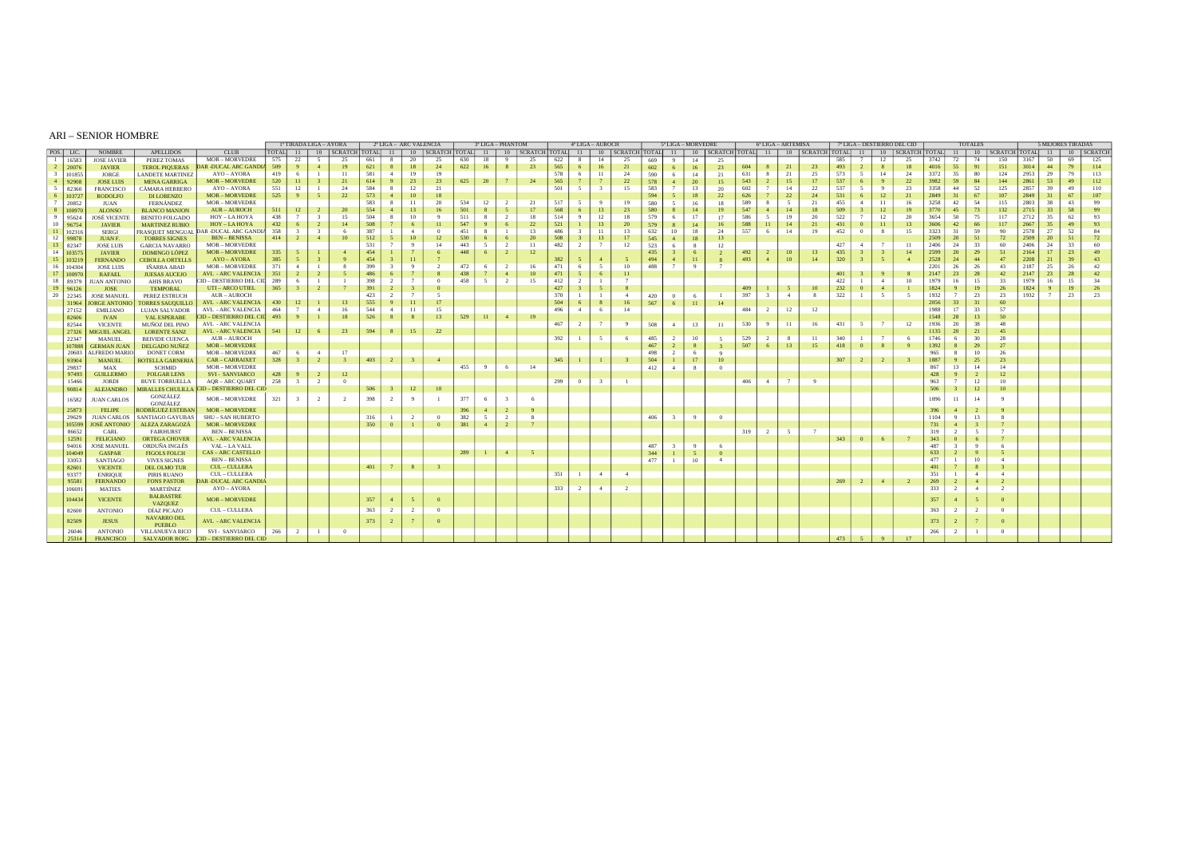## ARI – SENIOR HOMBRE

| | | | | | 1ª TIRADA LIGA – AYORA | | | | 2ª LIGA – ARC VALENCIA | | | | 3ª LIGA – PHANTOM | | | | 4ª LIGA – AUROCH | | | | 5ª LIGA – MORVEDRE | | | | 6ª LIGA – ARTEMISA | | | | 7ª LIGA – DESTIERRO DEL CID | | | | TOTALES | | | | 5 MEJORES TIRADAS | | | |
|---|---|---|---|---|---|---|---|---|---|---|---|---|---|---|---|---|---|---|---|---|---|---|---|---|---|---|---|---|---|---|---|---|---|---|---|---|---|---|---|---|
| POS. | LIC. | NOMBRE | APELLIDOS | CLUB | TOTAL | 11 | 10 | SCRATCH | TOTAL | 11 | 10 | SCRATCH | TOTAL | 11 | 10 | SCRATCH | TOTAL | 11 | 10 | SCRATCH | TOTAL | 11 | 10 | SCRATCH | TOTAL | 11 | 10 | SCRATCH | TOTAL | 11 | 10 | SCRATCH | TOTAL | 11 | 10 | SCRATCH | TOTAL | 11 | 10 | SCRATCH |
| 1 | 16583 | JOSE JAVIER | PEREZ TOMAS | MOR – MORVEDRE | 575 | 22 | 5 | 25 | 661 | 8 | 20 | 25 | 630 | 18 | 9 | 25 | 622 | 8 | 14 | 25 | 669 | 9 | 14 | 25 | | | | | 585 | 7 | 12 | 25 | 3742 | 72 | 74 | 150 | 3167 | 50 | 69 | 125 |
| 2 | 20076 | JAVIER | TEROL PIQUERAS | DAR -DUCAL ARC GANDIA | 509 | 9 | 4 | 19 | 621 | 8 | 18 | 24 | 622 | 16 | 8 | 23 | 565 | 6 | 16 | 21 | 602 | 6 | 16 | 23 | 604 | 8 | 21 | 23 | 493 | 2 | 8 | 18 | 4016 | 55 | 91 | 151 | 3014 | 44 | 79 | 114 |
| 3 | 101855 | JORGE | LANDETE MARTINEZ | AYO – AYORA | 419 | 6 | 1 | 11 | 581 | 4 | 19 | 19 | | | | | 578 | 6 | 11 | 24 | 590 | 6 | 14 | 21 | 631 | 8 | 21 | 25 | 573 | 5 | 14 | 24 | 3372 | 35 | 80 | 124 | 2953 | 29 | 79 | 113 |
| 4 | 92908 | JOSE LUIS | MENA GARRIGA | MOR – MORVEDRE | 520 | 11 | 3 | 21 | 614 | 9 | 23 | 23 | 625 | 20 | 7 | 24 | 565 | 7 | 7 | 22 | 578 | 4 | 20 | 15 | 543 | 2 | 15 | 17 | 537 | 6 | 9 | 22 | 3982 | 59 | 84 | 144 | 2861 | 53 | 49 | 112 |
| 5 | 82360 | FRANCISCO | CÁMARA HERRERO | AYO – AYORA | 551 | 12 | 1 | 24 | 584 | 8 | 12 | 21 | | | | | 501 | 5 | 3 | 15 | 583 | 7 | 13 | 20 | 602 | 7 | 14 | 22 | 537 | 5 | 9 | 23 | 3358 | 44 | 52 | 125 | 2857 | 39 | 49 | 110 |
| 6 | 103727 | RODOLFO | DI LORENZO | MOR – MORVEDRE | 525 | 9 | 5 | 22 | 573 | 4 | 10 | 18 | | | | | | | | | 594 | 5 | 18 | 22 | 626 | 7 | 22 | 24 | 531 | 6 | 12 | 21 | 2849 | 31 | 67 | 107 | 2849 | 31 | 67 | 107 |
| 7 | 20852 | JUAN | FERNÁNDEZ | MOR – MORVEDRE | | | | | 583 | 8 | 11 | 20 | 534 | 12 | 2 | 21 | 517 | 5 | 9 | 19 | 580 | 5 | 16 | 18 | 589 | 8 | 5 | 21 | 455 | 4 | 11 | 16 | 3258 | 42 | 54 | 115 | 2803 | 38 | 43 | 99 |
| 8 | 100970 | ALONSO | BLANCO MANJON | AUR – AUROCH | 511 | 12 | 2 | 20 | 554 | 4 | 13 | 16 | 501 | 8 | 5 | 17 | 568 | 6 | 13 | 23 | 580 | 8 | 14 | 19 | 547 | 4 | 14 | 18 | 509 | 3 | 12 | 19 | 3770 | 45 | 73 | 132 | 2715 | 33 | 58 | 99 |
| 9 | 95624 | JOSÉ VICENTE | BENITO FOLGADO | HOY – LA HOYA | 438 | 7 | 3 | 15 | 504 | 8 | 10 | 9 | 511 | 8 | 2 | 18 | 514 | 9 | 12 | 18 | 579 | 6 | 17 | 17 | 586 | 5 | 19 | 20 | 522 | 7 | 12 | 20 | 3654 | 50 | 75 | 117 | 2712 | 35 | 62 | 93 |
| 10 | 96754 | JAVIER | MARTINEZ RUBIO | HOY – LA HOYA | 432 | 6 | 2 | 14 | 508 | 7 | 6 | 11 | 547 | 9 | 6 | 22 | 521 | 1 | 13 | 20 | 579 | 8 | 14 | 16 | 588 | 11 | 14 | 21 | 431 | 0 | 11 | 13 | 3606 | 42 | 66 | 117 | 2667 | 35 | 49 | 93 |
| 11 | 102316 | SERGI | FRASQUET MENGUAL | DAR -DUCAL ARC GANDIA | 358 | 3 | 3 | 6 | 387 | 1 | 4 | 0 | 451 | 8 | 1 | 13 | 486 | 3 | 11 | 13 | 632 | 10 | 18 | 24 | 557 | 6 | 14 | 19 | 452 | 0 | 8 | 15 | 3323 | 31 | 59 | 90 | 2578 | 27 | 52 | 84 |
| 12 | 99878 | JUAN F. | TORRES SIGNES | BEN – BENISSA | 414 | 2 | 4 | 10 | 512 | 5 | 10 | 12 | 530 | 6 | 6 | 20 | 508 | 3 | 13 | 17 | 545 | 4 | 18 | 13 | | | | | | | | | 2509 | 20 | 51 | 72 | 2509 | 20 | 51 | 72 |
| 13 | 82347 | JOSE LUIS | GARCIA NAVARRO | MOR – MORVEDRE | | | | | 531 | 7 | 9 | 14 | 443 | 5 | 2 | 11 | 482 | 2 | 7 | 12 | 523 | 6 | 8 | 12 | | | | | 427 | 4 | 7 | 11 | 2406 | 24 | 33 | 60 | 2406 | 24 | 33 | 60 |
| 14 | 103575 | JAVIER | DOMINGO LÓPEZ | MOR – MORVEDRE | 335 | 5 | 1 | 4 | 454 | 1 | 7 | 6 | 448 | 6 | 2 | 12 | | | | | 435 | 3 | 6 | 2 | 492 | 2 | 10 | 13 | 435 | 3 | 3 | 14 | 2599 | 20 | 29 | 51 | 2164 | 17 | 23 | 49 |
| 15 | 103219 | FERNANDO | CEBOLLA ORTELLS | AYO – AYORA | 385 | 5 | 3 | 9 | 454 | 3 | 11 | 7 | | | | | 382 | 5 | 4 | 5 | 494 | 4 | 11 | 8 | 493 | 4 | 10 | 14 | 320 | 3 | 5 | 4 | 2528 | 24 | 44 | 47 | 2208 | 21 | 39 | 43 |
| 16 | 104304 | JOSE LUIS | IÑARRA ABAD | MOR – MORVEDRE | 371 | 4 | 1 | 8 | 399 | 3 | 9 | 2 | 472 | 6 | 2 | 16 | 471 | 6 | 5 | 10 | 488 | 7 | 9 | 7 | | | | | | | | | 2201 | 26 | 26 | 43 | 2187 | 25 | 26 | 42 |
| 17 | 100970 | RAFAEL | JUESAS AUCEJO | AVL – ARC VALENCIA | 351 | 2 | 2 | 5 | 486 | 6 | 7 | 8 | 438 | 7 | 4 | 10 | 471 | 5 | 6 | 11 | | | | | | | | | 401 | 3 | 9 | 8 | 2147 | 23 | 28 | 42 | 2147 | 23 | 28 | 42 |
| 18 | 89379 | JUAN ANTONIO | AHIS BRAVO | CID – DESTIERRO DEL CID | 289 | 6 | 1 | 1 | 398 | 2 | 7 | 0 | 458 | 5 | 2 | 15 | 412 | 2 | 1 | 7 | | | | | | | | | 422 | 1 | 4 | 10 | 1979 | 16 | 15 | 33 | 1979 | 16 | 15 | 34 |
| 19 | 96126 | JOSE | TEMPORAL | UTI – ARCO UTIEL | 365 | 3 | 2 | 7 | 391 | 2 | 3 | 0 | | | | | 427 | 3 | 5 | 8 | | | | | 409 | 1 | 5 | 10 | 232 | 0 | 4 | 1 | 1824 | 9 | 19 | 26 | 1824 | 9 | 19 | 26 |
| 20 | 22345 | JOSE MANUEL | PEREZ ESTRUCH | AUR – AUROCH | | | | | 423 | 2 | 7 | 5 | | | | | 370 | 1 | 1 | 4 | 420 | 0 | 6 | 1 | 397 | 3 | 4 | 8 | 322 | 1 | 5 | 5 | 1932 | 7 | 23 | 23 | 1932 | 7 | 23 | 23 |
| | 31964 | JORGE ANTONIO | TORRES SAUQUILLO | AVL – ARC VALENCIA | 430 | 12 | 1 | 13 | 555 | 9 | 11 | 17 | | | | | 504 | 6 | 8 | 16 | 567 | 6 | 11 | 14 | | | | | | | | | 2056 | 33 | 31 | 60 | | | | |
| | 27152 | EMILIANO | LUJAN SALVADOR | AVL – ARC VALENCIA | 464 | 7 | 4 | 16 | 544 | 4 | 11 | 15 | | | | | 496 | 4 | 6 | 14 | | | | | 484 | 2 | 12 | 12 | | | | | 1988 | 17 | 33 | 57 | | | | |
| | 82606 | IVAN | VAL ESPERABE | CID – DESTIERRO DEL CID | 493 | 9 | 1 | 18 | 526 | 8 | 8 | 13 | 529 | 11 | 4 | 19 | | | | | | | | | | | | | | | | | 1548 | 28 | 13 | 50 | | | | |
| | 82544 | VICENTE | MUÑOZ DEL PINO | AVL – ARC VALENCIA | | | | | | | | | | | | | 467 | 2 | 7 | 9 | 508 | 4 | 13 | 11 | 530 | 9 | 11 | 16 | 431 | 5 | 7 | 12 | 1936 | 20 | 38 | 48 | | | | |
| | 27326 | MIGUEL ANGEL | LORENTE SANZ | AVL – ARC VALENCIA | 541 | 12 | 6 | 23 | 594 | 8 | 15 | 22 | | | | | | | | | | | | | | | | | | | | | 1135 | 20 | 21 | 45 | | | | |
| | 22347 | MANUEL | BEIVIDE CUENCA | AUR – AUROCH | | | | | | | | | | | | | 392 | 1 | 5 | 6 | 485 | 2 | 10 | 5 | 529 | 2 | 8 | 11 | 340 | 1 | 7 | 6 | 1746 | 6 | 30 | 28 | | | | |
| | 107888 | GERMAN JUAN | DELGADO NUÑEZ | MOR – MORVEDRE | | | | | | | | | | | | | | | | | 467 | 2 | 8 | 3 | 507 | 6 | 13 | 15 | 418 | 0 | 8 | 9 | 1392 | 8 | 29 | 27 | | | | |
| | 20603 | ALFREDO MARIO | DONET CORM | MOR – MORVEDRE | 467 | 6 | 4 | 17 | | | | | | | | | | | | | 498 | 2 | 6 | 9 | | | | | | | | | 965 | 8 | 10 | 26 | | | | |
| | 93904 | MANUEL | BOTELLA GARNERIA | CAR – CARRAIXET | 328 | 3 | 2 | 3 | 403 | 2 | 3 | 4 | | | | | 345 | 1 | 1 | 3 | 504 | 1 | 17 | 10 | | | | | 307 | 2 | 2 | 3 | 1887 | 9 | 25 | 23 | | | | |
| | 29837 | MAX | SCHMID | MOR – MORVEDRE | | | | | | | | | 455 | 9 | 6 | 14 | | | | | 412 | 4 | 8 | 0 | | | | | | | | | 867 | 13 | 14 | 14 | | | | |
| | 97493 | GUILLERMO | FOLGAR LENS | SVI – SANVIARCO | 428 | 9 | 2 | 12 | | | | | | | | | | | | | | | | | | | | | | | | | 428 | 9 | 2 | 12 | | | | |
| | 15466 | JORDI | BUYE TORRUELLA | AQR – ARC QUART | 258 | 3 | 2 | 0 | | | | | | | | | 299 | 0 | 3 | 1 | | | | | 406 | 4 | 7 | 9 | | | | | 963 | 7 | 12 | 10 | | | | |
| | 90814 | ALEJANDRO | MIRALLES CHULILLA | CID – DESTIERRO DEL CID | | | | | 506 | 3 | 12 | 10 | | | | | | | | | | | | | | | | | | | | | 506 | 3 | 12 | 10 | | | | |
| | 16582 | JUAN CARLOS | GONZÁLEZ GONZÁLEZ | MOR – MORVEDRE | 321 | 3 | 2 | 2 | 398 | 2 | 9 | 1 | 377 | 6 | 3 | 6 | | | | | | | | | | | | | | | | | 1096 | 11 | 14 | 9 | | | | |
| | 25873 | FELIPE | RODRÍGUEZ ESTEBAN | MOR – MORVEDRE | | | | | | | | | 396 | 4 | 2 | 9 | | | | | | | | | | | | | | | | | 396 | 4 | 2 | 9 | | | | |
| | 29629 | JUAN CARLOS | SANTIAGO GAYUBAS | SHU – SAN HUBERTO | | | | | 316 | 1 | 2 | 0 | 382 | 5 | 2 | 8 | | | | | 406 | 3 | 9 | 0 | | | | | | | | | 1104 | 9 | 13 | 8 | | | | |
| | 105599 | JOSÉ ANTONIO | ALEZA ZARAGOZÁ | MOR – MORVEDRE | | | | | 350 | 0 | 1 | 0 | 381 | 4 | 2 | 7 | | | | | | | | | | | | | | | | | 731 | 4 | 3 | 7 | | | | |
| | 86652 | CARL | FAIRHURST | BEN – BENISSA | | | | | | | | | | | | | | | | | | | | | 319 | 2 | 5 | 7 | | | | | 319 | 2 | 5 | 7 | | | | |
| | 12591 | FELICIANO | ORTEGA CHOVER | AVL – ARC VALENCIA | | | | | | | | | | | | | | | | | | | | | | | | | 343 | 0 | 6 | 7 | 343 | 0 | 6 | 7 | | | | |
| | 94016 | JOSE MANUEL | ORDUÑA INGLÉS | VAL – LA VALL | | | | | | | | | | | | | | | | | 487 | 3 | 9 | 6 | | | | | | | | | 487 | 3 | 9 | 6 | | | | |
| | 104049 | GASPAR | FIGOLS FOLCH | CAS – ARC CASTELLO | | | | | | | | | 289 | 1 | 4 | 5 | | | | | 344 | 1 | 5 | 0 | | | | | | | | | 633 | 2 | 9 | 5 | | | | |
| | 33053 | SANTIAGO | VIVES SIGNES | BEN – BENISSA | | | | | | | | | | | | | | | | | 477 | 1 | 10 | 4 | | | | | | | | | 477 | 1 | 10 | 4 | | | | |
| | 82601 | VICENTE | DEL OLMO TUR | CUL – CULLERA | | | | | 401 | 7 | 8 | 3 | | | | | | | | | | | | | | | | | | | | | 401 | 7 | 8 | 3 | | | | |
| | 93377 | ENRIQUE | PIRIS RUANO | CUL – CULLERA | | | | | | | | | | | | | 351 | 1 | 4 | 4 | | | | | | | | | | | | | 351 | 1 | 4 | 4 | | | | |
| | 95581 | FERNANDO | FONS PASTOR | DAR -DUCAL ARC GANDIA | | | | | | | | | | | | | | | | | | | | | | | | | 269 | 2 | 4 | 2 | 269 | 2 | 4 | 2 | | | | |
| | 106691 | MATIES | MARTIÑEZ | AYO – AYORA | | | | | | | | | | | | | 333 | 2 | 4 | 2 | | | | | | | | | | | | | 333 | 2 | 4 | 2 | | | | |
| | 104434 | VICENTE | BALBASTRE VAZQUEZ | MOR – MORVEDRE | | | | | 357 | 4 | 5 | 0 | | | | | | | | | | | | | | | | | | | | | 357 | 4 | 5 | 0 | | | | |
| | 82600 | ANTONIO | DÍAZ PICAZO | CUL – CULLERA | | | | | 363 | 2 | 2 | 0 | | | | | | | | | | | | | | | | | | | | | 363 | 2 | 2 | 0 | | | | |
| | 82509 | JESUS | NAVARRO DEL PUEBLO | AVL – ARC VALENCIA | | | | | 373 | 2 | 7 | 0 | | | | | | | | | | | | | | | | | | | | | 373 | 2 | 7 | 0 | | | | |
| | 26046 | ANTONIO | VILLANUEVA RICO | SVI – SANVIARCO | 266 | 2 | 1 | 0 | | | | | | | | | | | | | | | | | | | | | | | | | 266 | 2 | 1 | 0 | | | | |
| | 25314 | FRANCISCO | SALVADOR ROIG | CID – DESTIERRO DEL CID | | | | | | | | | | | | | | | | | | | | | | | | | 473 | 5 | 9 | 17 | 473 | 5 | 9 | 17 | | | | |